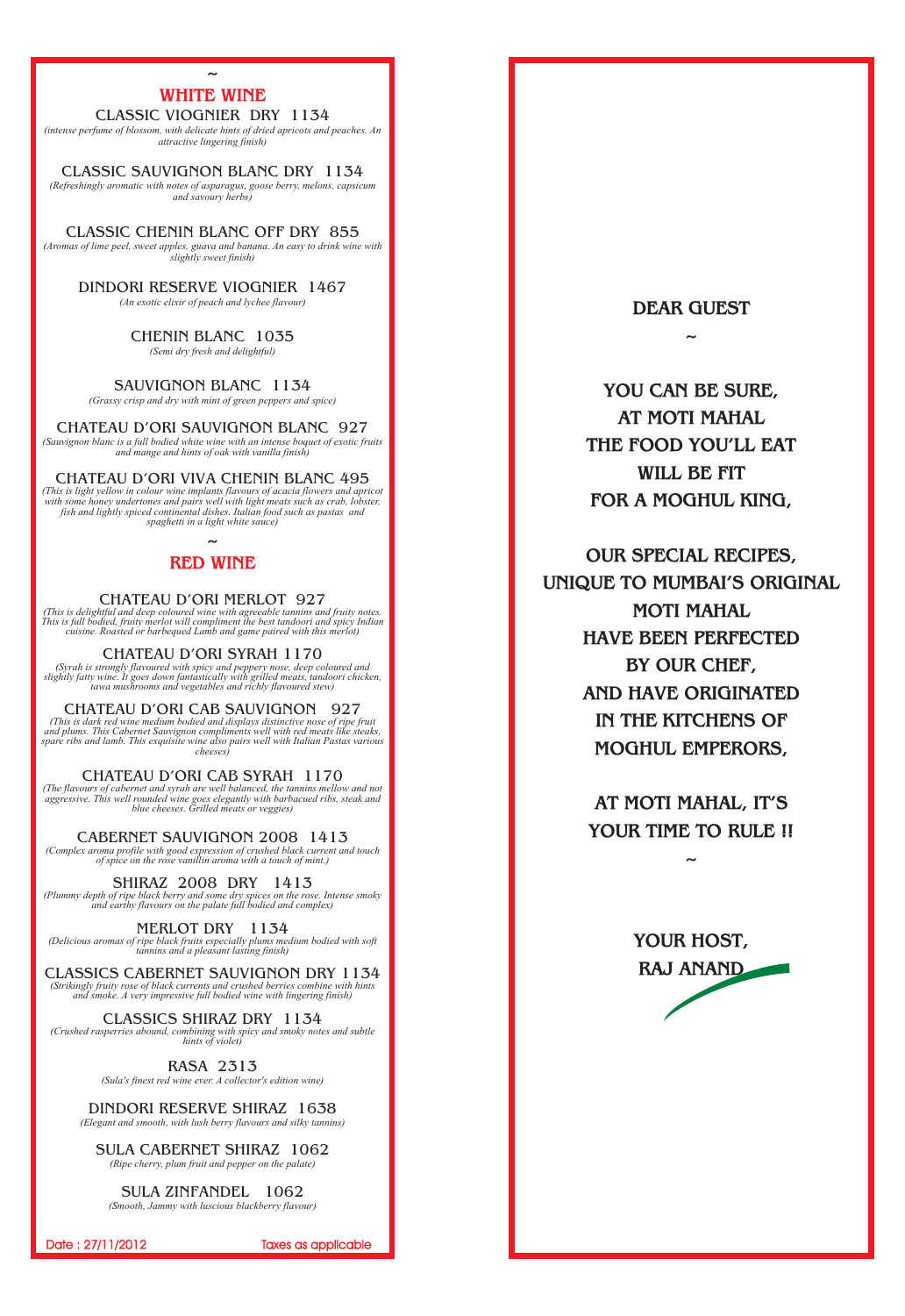~

## WHITE WINE

**CLASSIC VIOGNIER DRY 1134**
*(intense perfume of blossom, with delicate hints of dried apricots and peaches. An attractive lingering finish)*

**CLASSIC SAUVIGNON BLANC DRY 1134**
*(Refreshingly aromatic with notes of asparagus, goose berry, melons, capsicum and savoury herbs)*

**CLASSIC CHENIN BLANC OFF DRY 855**
*(Aromas of lime peel, sweet apples, guava and banana. An easy to drink wine with slightly sweet finish)*

**DINDORI RESERVE VIOGNIER 1467**
*(An exotic elixir of peach and lychee flavour)*

**CHENIN BLANC 1035**
*(Semi dry fresh and delightful)*

**SAUVIGNON BLANC 1134**
*(Grassy crisp and dry with mint of green peppers and spice)*

**CHATEAU D'ORI SAUVIGNON BLANC 927**
*(Sauvignon blanc is a full bodied white wine with an intense boquet of exotic fruits and mange and hints of oak with vanilla finish)*

**CHATEAU D'ORI VIVA CHENIN BLANC 495**
*(This is light yellow in colour wine implants flavours of acacia flowers and apricot with some honey undertones and pairs well with light meats such as crab, lobster, fish and lightly spiced continental dishes. Italian food such as pastas and spaghetti in a light white sauce)*

~

## RED WINE

**CHATEAU D'ORI MERLOT 927**
*(This is delightful and deep coloured wine with agreeable tannins and fruity notes. This is full bodied, fruity merlot will compliment the best tandoori and spicy Indian cuisine. Roasted or barbequed Lamb and game paired with this merlot)*

**CHATEAU D'ORI SYRAH 1170**
*(Syrah is strongly flavoured with spicy and peppery nose, deep coloured and slightly fatty wine. It goes down fantastically with grilled meats, tandoori chicken, tawa mushrooms and vegetables and richly flavoured stew)*

**CHATEAU D'ORI CAB SAUVIGNON 927**
*(This is dark red wine medium bodied and displays distinctive nose of ripe fruit and plums. This Cabernet Sauvignon compliments well with red meats like steaks, spare ribs and lamb. This exquisite wine also pairs well with Italian Pastas various cheeses)*

**CHATEAU D'ORI CAB SYRAH 1170**
*(The flavours of cabernet and syrah are well balanced, the tannins mellow and not aggressive. This well rounded wine goes elegantly with barbacued ribs, steak and blue cheeses. Grilled meats or veggies)*

**CABERNET SAUVIGNON 2008 1413**
*(Complex aroma profile with good expression of crushed black current and touch of spice on the rose vanillin aroma with a touch of mint.)*

**SHIRAZ 2008 DRY 1413**
*(Plummy depth of ripe black berry and some dry spices on the rose. Intense smoky and earthy flavours on the palate full bodied and complex)*

**MERLOT DRY 1134**
*(Delicious aromas of ripe black fruits especially plums medium bodied with soft tannins and a pleasant lasting finish)*

**CLASSICS CABERNET SAUVIGNON DRY 1134**
*(Strikingly fruity rose of black currents and crushed berries combine with hints and smoke. A very impressive full bodied wine with lingering finish)*

**CLASSICS SHIRAZ DRY 1134**
*(Crushed rasperries abound, combining with spicy and smoky notes and subtle hints of violet)*

**RASA 2313**
*(Sula's finest red wine ever. A collector's edition wine)*

**DINDORI RESERVE SHIRAZ 1638**
*(Elegant and smooth, with lush berry flavours and silky tannins)*

**SULA CABERNET SHIRAZ 1062**
*(Ripe cherry, plum fruit and pepper on the palate)*

**SULA ZINFANDEL 1062**
*(Smooth, Jammy with luscious blackberry flavour)*

Date : 27/11/2012 Taxes as applicable

---

## DEAR GUEST

~

YOU CAN BE SURE,
AT MOTI MAHAL
THE FOOD YOU'LL EAT
WILL BE FIT
FOR A MOGHUL KING,

OUR SPECIAL RECIPES,
UNIQUE TO MUMBAI'S ORIGINAL
MOTI MAHAL
HAVE BEEN PERFECTED
BY OUR CHEF,
AND HAVE ORIGINATED
IN THE KITCHENS OF
MOGHUL EMPERORS,

AT MOTI MAHAL, IT'S
YOUR TIME TO RULE !!

~

YOUR HOST,
RAJ ANAND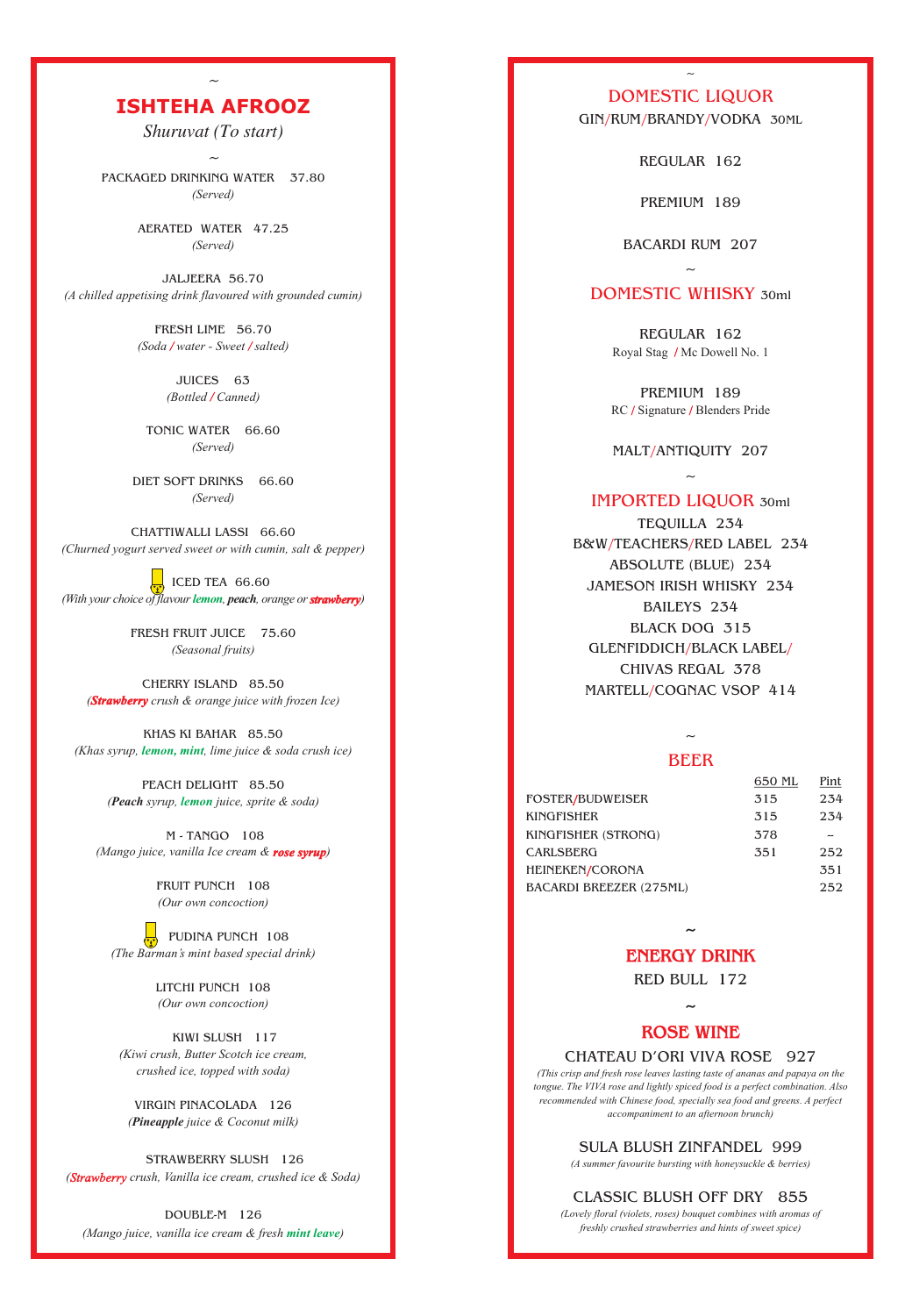~

# ISHTEHA AFROOZ

*Shuruvat (To start)*

~

PACKAGED DRINKING WATER 37.80
*(Served)*

AERATED WATER 47.25
*(Served)*

JALJEERA 56.70
*(A chilled appetising drink flavoured with grounded cumin)*

FRESH LIME 56.70
*(Soda / water - Sweet / salted)*

JUICES 63
*(Bottled / Canned)*

TONIC WATER 66.60
*(Served)*

DIET SOFT DRINKS 66.60
*(Served)*

CHATTIWALLI LASSI 66.60
*(Churned yogurt served sweet or with cumin, salt & pepper)*

ICED TEA 66.60
*(With your choice of flavour **lemon**, **peach**, orange or **strawberry**)*

FRESH FRUIT JUICE 75.60
*(Seasonal fruits)*

CHERRY ISLAND 85.50
*(**Strawberry** crush & orange juice with frozen Ice)*

KHAS KI BAHAR 85.50
*(Khas syrup, **lemon, mint**, lime juice & soda crush ice)*

PEACH DELIGHT 85.50
*(**Peach** syrup, **lemon** juice, sprite & soda)*

M - TANGO 108
*(Mango juice, vanilla Ice cream & **rose syrup**)*

FRUIT PUNCH 108
*(Our own concoction)*

PUDINA PUNCH 108
*(The Barman's mint based special drink)*

LITCHI PUNCH 108
*(Our own concoction)*

KIWI SLUSH 117
*(Kiwi crush, Butter Scotch ice cream, crushed ice, topped with soda)*

VIRGIN PINACOLADA 126
*(**Pineapple** juice & Coconut milk)*

STRAWBERRY SLUSH 126
*(**Strawberry** crush, Vanilla ice cream, crushed ice & Soda)*

DOUBLE-M 126
*(Mango juice, vanilla ice cream & fresh **mint leave**)*

~

## DOMESTIC LIQUOR

GIN/RUM/BRANDY/VODKA 30ML

REGULAR 162

PREMIUM 189

BACARDI RUM 207

~

## DOMESTIC WHISKY 30ml

REGULAR 162
Royal Stag / Mc Dowell No. 1

PREMIUM 189
RC / Signature / Blenders Pride

MALT/ANTIQUITY 207

~

## IMPORTED LIQUOR 30ml

TEQUILLA 234
B&W/TEACHERS/RED LABEL 234
ABSOLUTE (BLUE) 234
JAMESON IRISH WHISKY 234
BAILEYS 234
BLACK DOG 315
GLENFIDDICH/BLACK LABEL/ CHIVAS REGAL 378
MARTELL/COGNAC VSOP 414

~

## BEER

| | 650 ML | Pint |
|---|---|---|
| FOSTER/BUDWEISER | 315 | 234 |
| KINGFISHER | 315 | 234 |
| KINGFISHER (STRONG) | 378 | -- |
| CARLSBERG | 351 | 252 |
| HEINEKEN/CORONA | | 351 |
| BACARDI BREEZER (275ML) | | 252 |

~

## ENERGY DRINK

RED BULL 172

~

## ROSE WINE

CHATEAU D'ORI VIVA ROSE 927
*(This crisp and fresh rose leaves lasting taste of ananas and papaya on the tongue. The VIVA rose and lightly spiced food is a perfect combination. Also recommended with Chinese food, specially sea food and greens. A perfect accompaniment to an afternoon brunch)*

SULA BLUSH ZINFANDEL 999
*(A summer favourite bursting with honeysuckle & berries)*

CLASSIC BLUSH OFF DRY 855
*(Lovely floral (violets, roses) bouquet combines with aromas of freshly crushed strawberries and hints of sweet spice)*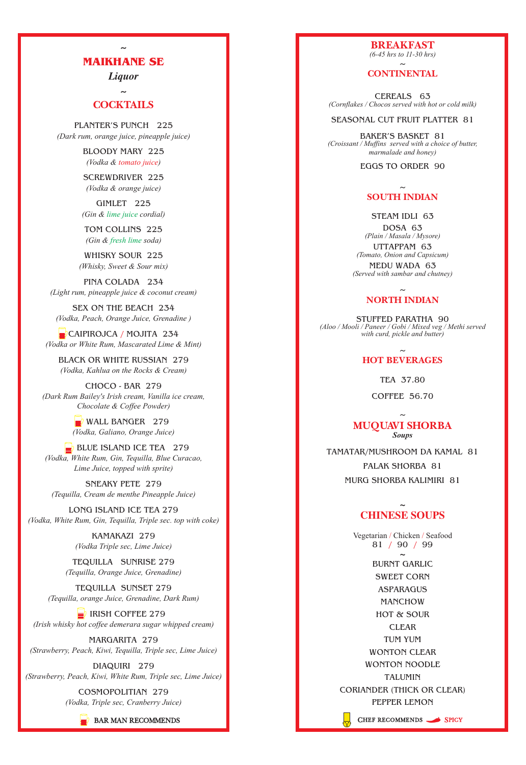~

## MAIKHANE SE

*Liquor*

~

### COCKTAILS

PLANTER'S PUNCH 225
*(Dark rum, orange juice, pineapple juice)*

BLOODY MARY 225
*(Vodka & tomato juice)*

SCREWDRIVER 225
*(Vodka & orange juice)*

GIMLET 225
*(Gin & lime juice cordial)*

TOM COLLINS 225
*(Gin & fresh lime soda)*

WHISKY SOUR 225
*(Whisky, Sweet & Sour mix)*

PINA COLADA 234
*(Light rum, pineapple juice & coconut cream)*

SEX ON THE BEACH 234
*(Vodka, Peach, Orange Juice, Grenadine )*

CAIPIROJCA / MOJITA 234
*(Vodka or White Rum, Mascarated Lime & Mint)*

BLACK OR WHITE RUSSIAN 279
*(Vodka, Kahlua on the Rocks & Cream)*

CHOCO - BAR 279
*(Dark Rum Bailey's Irish cream, Vanilla ice cream, Chocolate & Coffee Powder)*

WALL BANGER 279
*(Vodka, Galiano, Orange Juice)*

BLUE ISLAND ICE TEA 279
*(Vodka, White Rum, Gin, Tequilla, Blue Curacao, Lime Juice, topped with sprite)*

SNEAKY PETE 279
*(Tequilla, Cream de menthe Pineapple Juice)*

LONG ISLAND ICE TEA 279
*(Vodka, White Rum, Gin, Tequilla, Triple sec. top with coke)*

KAMAKAZI 279
*(Vodka Triple sec, Lime Juice)*

TEQUILLA SUNRISE 279
*(Tequilla, Orange Juice, Grenadine)*

TEQUILLA SUNSET 279
*(Tequilla, orange Juice, Grenadine, Dark Rum)*

IRISH COFFEE 279
*(Irish whisky hot coffee demerara sugar whipped cream)*

MARGARITA 279
*(Strawberry, Peach, Kiwi, Tequilla, Triple sec, Lime Juice)*

DIAQUIRI 279
*(Strawberry, Peach, Kiwi, White Rum, Triple sec, Lime Juice)*

COSMOPOLITIAN 279
*(Vodka, Triple sec, Cranberry Juice)*

BAR MAN RECOMMENDS

## BREAKFAST

*(6-45 hrs to 11-30 hrs)*

~

### CONTINENTAL

CEREALS 63
*(Cornflakes / Chocos served with hot or cold milk)*

SEASONAL CUT FRUIT PLATTER 81

BAKER'S BASKET 81
*(Croissant / Muffins served with a choice of butter, marmalade and honey)*

EGGS TO ORDER 90

~

### SOUTH INDIAN

STEAM IDLI 63

DOSA 63
*(Plain / Masala / Mysore)*

UTTAPPAM 63
*(Tomato, Onion and Capsicum)*

MEDU WADA 63
*(Served with sambar and chutney)*

~

### NORTH INDIAN

STUFFED PARATHA 90
*(Aloo / Mooli / Paneer / Gobi / Mixed veg / Methi served with curd, pickle and butter)*

~

### HOT BEVERAGES

TEA 37.80

COFFEE 56.70

~

## MUQUAVI SHORBA

***Soups***

TAMATAR/MUSHROOM DA KAMAL 81

PALAK SHORBA 81

MURG SHORBA KALIMIRI 81

~

## CHINESE SOUPS

Vegetarian / Chicken / Seafood
81 / 90 / 99

~

BURNT GARLIC
SWEET CORN
ASPARAGUS
MANCHOW
HOT & SOUR
CLEAR
TUM YUM
WONTON CLEAR
WONTON NOODLE
TALUMIN
CORIANDER (THICK OR CLEAR)
PEPPER LEMON

CHEF RECOMMENDS SPICY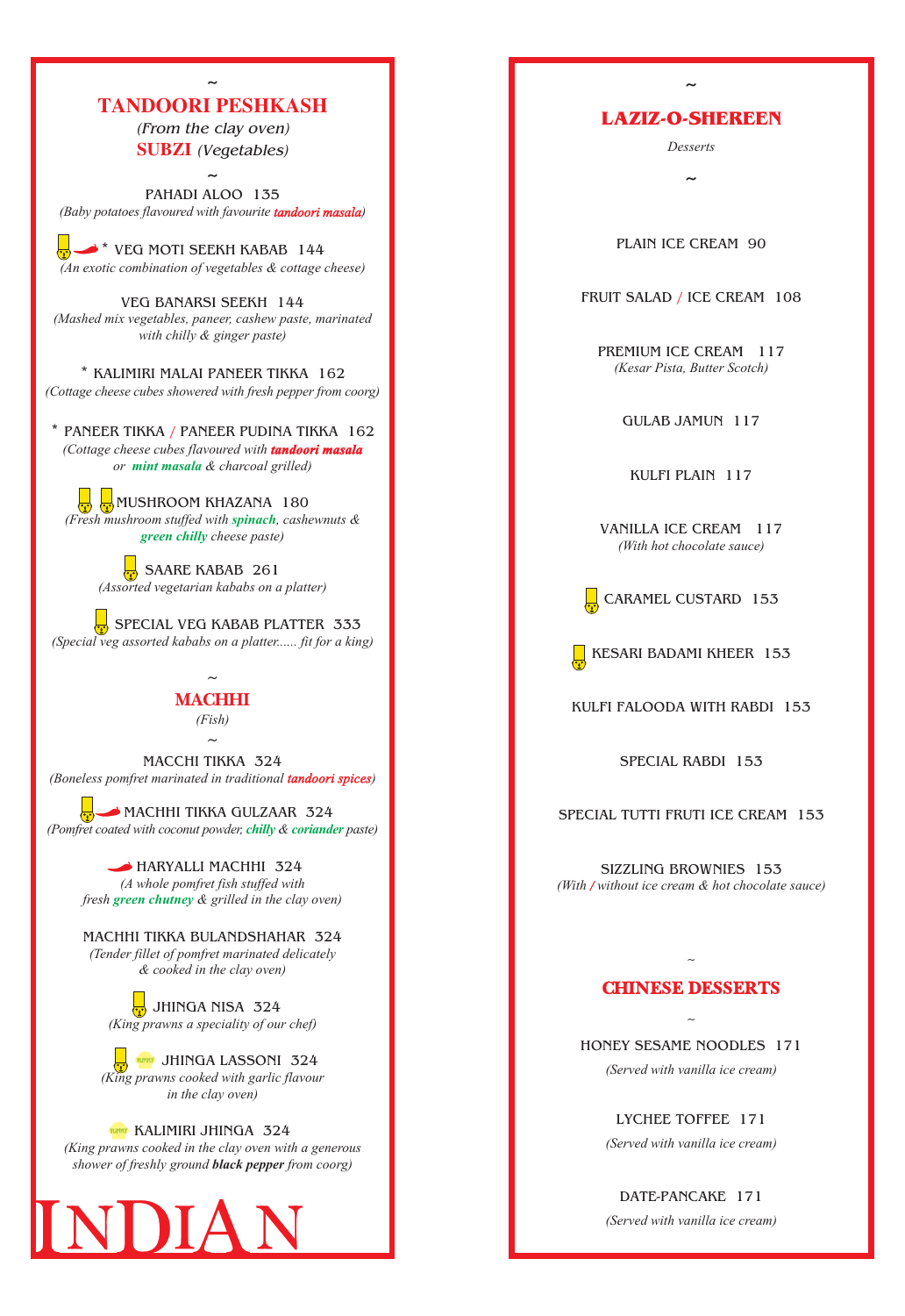~

## TANDOORI PESHKASH

*(From the clay oven)*

**SUBZI** *(Vegetables)*

~

PAHADI ALOO 135
*(Baby potatoes flavoured with favourite* ***tandoori masala****)*

\* VEG MOTI SEEKH KABAB 144
*(An exotic combination of vegetables & cottage cheese)*

VEG BANARSI SEEKH 144
*(Mashed mix vegetables, paneer, cashew paste, marinated with chilly & ginger paste)*

\* KALIMIRI MALAI PANEER TIKKA 162
*(Cottage cheese cubes showered with fresh pepper from coorg)*

\* PANEER TIKKA / PANEER PUDINA TIKKA 162
*(Cottage cheese cubes flavoured with* ***tandoori masala*** *or* ***mint masala*** *& charcoal grilled)*

MUSHROOM KHAZANA 180
*(Fresh mushroom stuffed with* ***spinach****, cashewnuts &* ***green chilly*** *cheese paste)*

SAARE KABAB 261
*(Assorted vegetarian kababs on a platter)*

SPECIAL VEG KABAB PLATTER 333
*(Special veg assorted kababs on a platter...... fit for a king)*

~

## MACHHI

*(Fish)*

~

MACCHI TIKKA 324
*(Boneless pomfret marinated in traditional* ***tandoori spices****)*

MACHHI TIKKA GULZAAR 324
*(Pomfret coated with coconut powder,* ***chilly*** *&* ***coriander*** *paste)*

HARYALLI MACHHI 324
*(A whole pomfret fish stuffed with fresh* ***green chutney*** *& grilled in the clay oven)*

MACHHI TIKKA BULANDSHAHAR 324
*(Tender fillet of pomfret marinated delicately & cooked in the clay oven)*

JHINGA NISA 324
*(King prawns a speciality of our chef)*

JHINGA LASSONI 324
*(King prawns cooked with garlic flavour in the clay oven)*

KALIMIRI JHINGA 324
*(King prawns cooked in the clay oven with a generous shower of freshly ground* ***black pepper*** *from coorg)*

INDIAN

~

## LAZIZ-O-SHEREEN

*Desserts*

~

PLAIN ICE CREAM 90

FRUIT SALAD / ICE CREAM 108

PREMIUM ICE CREAM 117
*(Kesar Pista, Butter Scotch)*

GULAB JAMUN 117

KULFI PLAIN 117

VANILLA ICE CREAM 117
*(With hot chocolate sauce)*

CARAMEL CUSTARD 153

KESARI BADAMI KHEER 153

KULFI FALOODA WITH RABDI 153

SPECIAL RABDI 153

SPECIAL TUTTI FRUTI ICE CREAM 153

SIZZLING BROWNIES 153
*(With / without ice cream & hot chocolate sauce)*

~

## CHINESE DESSERTS

~

HONEY SESAME NOODLES 171
*(Served with vanilla ice cream)*

LYCHEE TOFFEE 171
*(Served with vanilla ice cream)*

DATE-PANCAKE 171
*(Served with vanilla ice cream)*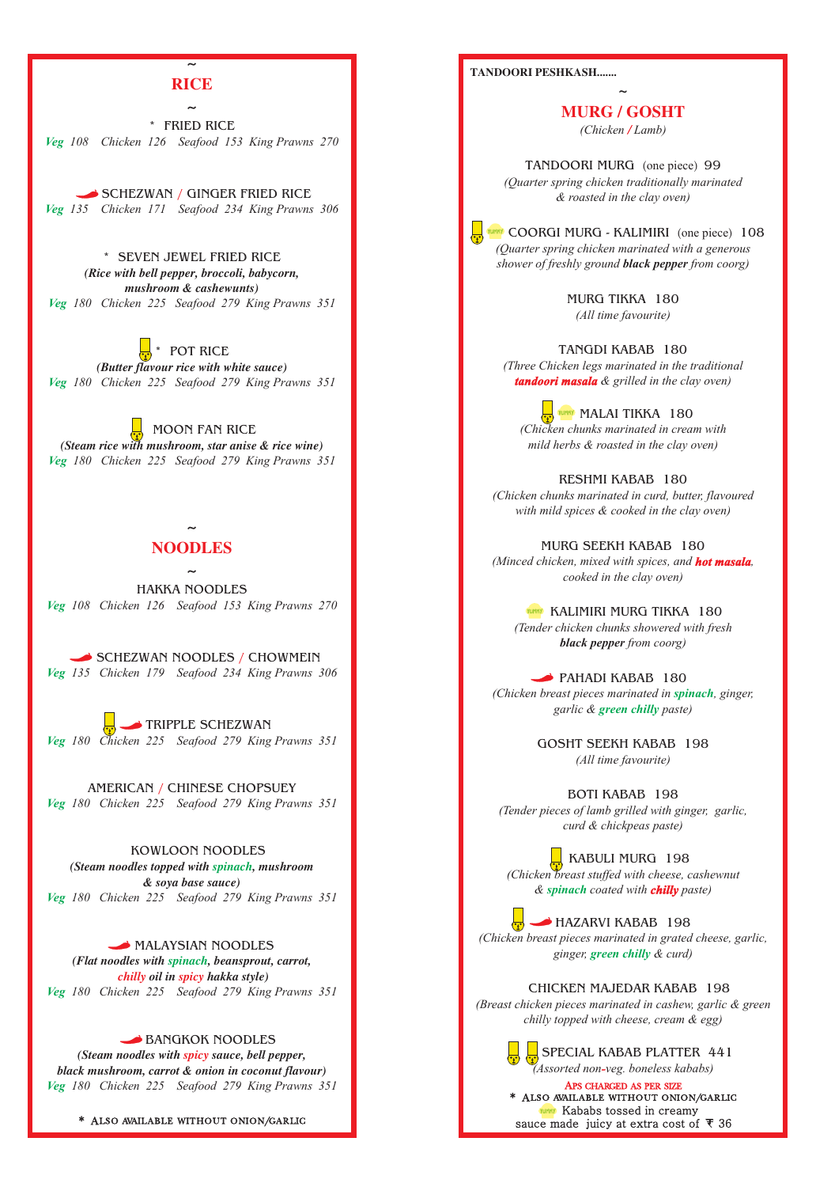~

## RICE

~

\* FRIED RICE
*Veg* 108 Chicken 126 Seafood 153 King Prawns 270

SCHEZWAN / GINGER FRIED RICE
*Veg* 135 Chicken 171 Seafood 234 King Prawns 306

\* SEVEN JEWEL FRIED RICE
***(Rice with bell pepper, broccoli, babycorn, mushroom & cashewunts)***
*Veg* 180 Chicken 225 Seafood 279 King Prawns 351

\* POT RICE
***(Butter flavour rice with white sauce)***
*Veg* 180 Chicken 225 Seafood 279 King Prawns 351

MOON FAN RICE
***(Steam rice with mushroom, star anise & rice wine)***
*Veg* 180 Chicken 225 Seafood 279 King Prawns 351

~

## NOODLES

~

HAKKA NOODLES
*Veg* 108 Chicken 126 Seafood 153 King Prawns 270

SCHEZWAN NOODLES / CHOWMEIN
*Veg* 135 Chicken 179 Seafood 234 King Prawns 306

TRIPPLE SCHEZWAN
*Veg* 180 Chicken 225 Seafood 279 King Prawns 351

AMERICAN / CHINESE CHOPSUEY
*Veg* 180 Chicken 225 Seafood 279 King Prawns 351

KOWLOON NOODLES
***(Steam noodles topped with spinach, mushroom & soya base sauce)***
*Veg* 180 Chicken 225 Seafood 279 King Prawns 351

MALAYSIAN NOODLES
***(Flat noodles with spinach, beansprout, carrot, chilly oil in spicy hakka style)***
*Veg* 180 Chicken 225 Seafood 279 King Prawns 351

BANGKOK NOODLES
***(Steam noodles with spicy sauce, bell pepper, black mushroom, carrot & onion in coconut flavour)***
*Veg* 180 Chicken 225 Seafood 279 King Prawns 351

\* ALSO AVAILABLE WITHOUT ONION/GARLIC

**TANDOORI PESHKASH.......**

~

## MURG / GOSHT
*(Chicken / Lamb)*

TANDOORI MURG (one piece) 99
*(Quarter spring chicken traditionally marinated & roasted in the clay oven)*

COORGI MURG - KALIMIRI (one piece) 108
*(Quarter spring chicken marinated with a generous shower of freshly ground **black pepper** from coorg)*

MURG TIKKA 180
*(All time favourite)*

TANGDI KABAB 180
*(Three Chicken legs marinated in the traditional **tandoori masala** & grilled in the clay oven)*

MALAI TIKKA 180
*(Chicken chunks marinated in cream with mild herbs & roasted in the clay oven)*

RESHMI KABAB 180
*(Chicken chunks marinated in curd, butter, flavoured with mild spices & cooked in the clay oven)*

MURG SEEKH KABAB 180
*(Minced chicken, mixed with spices, and **hot masala**. cooked in the clay oven)*

KALIMIRI MURG TIKKA 180
*(Tender chicken chunks showered with fresh **black pepper** from coorg)*

PAHADI KABAB 180
*(Chicken breast pieces marinated in **spinach**, ginger, garlic & **green chilly** paste)*

GOSHT SEEKH KABAB 198
*(All time favourite)*

BOTI KABAB 198
*(Tender pieces of lamb grilled with ginger, garlic, curd & chickpeas paste)*

KABULI MURG 198
*(Chicken breast stuffed with cheese, cashewnut & **spinach** coated with **chilly** paste)*

HAZARVI KABAB 198
*(Chicken breast pieces marinated in grated cheese, garlic, ginger, **green chilly** & curd)*

CHICKEN MAJEDAR KABAB 198
*(Breast chicken pieces marinated in cashew, garlic & green chilly topped with cheese, cream & egg)*

SPECIAL KABAB PLATTER 441
*(Assorted non-veg. boneless kababs)*

APS CHARGED AS PER SIZE
\* ALSO AVAILABLE WITHOUT ONION/GARLIC
Kababs tossed in creamy sauce made juicy at extra cost of ₹ 36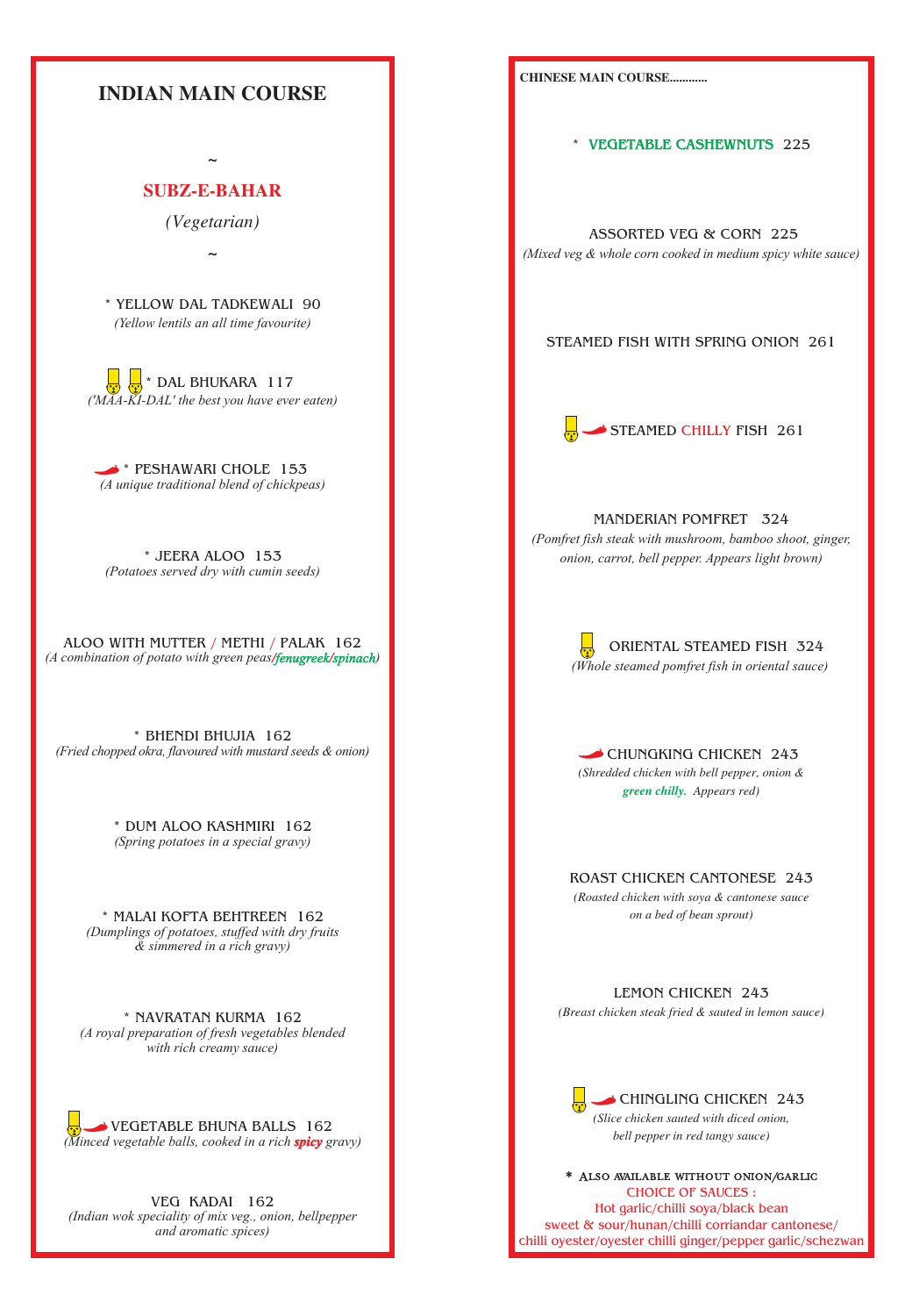# INDIAN MAIN COURSE

~

## SUBZ-E-BAHAR

*(Vegetarian)*

~

\* YELLOW DAL TADKEWALI 90
*(Yellow lentils an all time favourite)*

\* DAL BHUKARA 117
*('MAA-KI-DAL' the best you have ever eaten)*

\* PESHAWARI CHOLE 153
*(A unique traditional blend of chickpeas)*

\* JEERA ALOO 153
*(Potatoes served dry with cumin seeds)*

ALOO WITH MUTTER / METHI / PALAK 162
*(A combination of potato with green peas/fenugreek/spinach)*

\* BHENDI BHUJIA 162
*(Fried chopped okra, flavoured with mustard seeds & onion)*

\* DUM ALOO KASHMIRI 162
*(Spring potatoes in a special gravy)*

\* MALAI KOFTA BEHTREEN 162
*(Dumplings of potatoes, stuffed with dry fruits & simmered in a rich gravy)*

\* NAVRATAN KURMA 162
*(A royal preparation of fresh vegetables blended with rich creamy sauce)*

VEGETABLE BHUNA BALLS 162
*(Minced vegetable balls, cooked in a rich **spicy** gravy)*

VEG KADAI 162
*(Indian wok speciality of mix veg., onion, bellpepper and aromatic spices)*

**CHINESE MAIN COURSE............**

\* VEGETABLE CASHEWNUTS 225

ASSORTED VEG & CORN 225
*(Mixed veg & whole corn cooked in medium spicy white sauce)*

STEAMED FISH WITH SPRING ONION 261

STEAMED CHILLY FISH 261

MANDERIAN POMFRET 324
*(Pomfret fish steak with mushroom, bamboo shoot, ginger, onion, carrot, bell pepper. Appears light brown)*

ORIENTAL STEAMED FISH 324
*(Whole steamed pomfret fish in oriental sauce)*

CHUNGKING CHICKEN 243
*(Shredded chicken with bell pepper, onion & **green chilly.** Appears red)*

ROAST CHICKEN CANTONESE 243
*(Roasted chicken with soya & cantonese sauce on a bed of bean sprout)*

LEMON CHICKEN 243
*(Breast chicken steak fried & sauted in lemon sauce)*

CHINGLING CHICKEN 243
*(Slice chicken sauted with diced onion, bell pepper in red tangy sauce)*

\* ALSO AVAILABLE WITHOUT ONION/GARLIC

CHOICE OF SAUCES :
Hot garlic/chilli soya/black bean
sweet & sour/hunan/chilli corriandar cantonese/
chilli oyester/oyester chilli ginger/pepper garlic/schezwan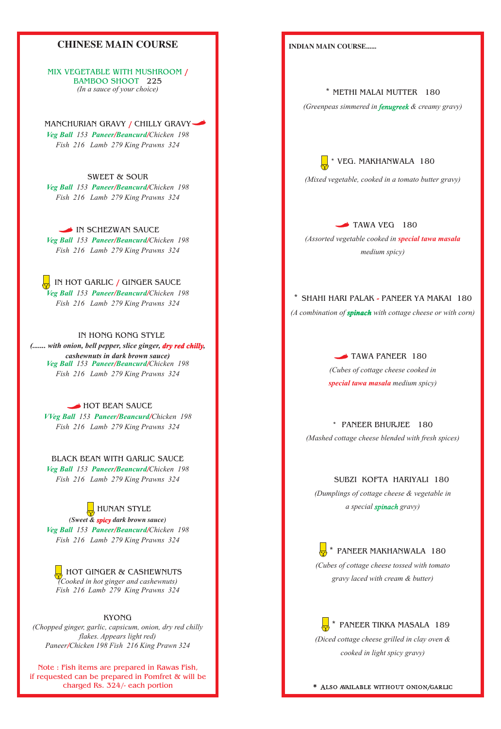## CHINESE MAIN COURSE

MIX VEGETABLE WITH MUSHROOM / BAMBOO SHOOT 225
*(In a sauce of your choice)*

MANCHURIAN GRAVY / CHILLY GRAVY
*Veg Ball 153 Paneer/Beancurd/Chicken 198*
*Fish 216 Lamb 279 King Prawns 324*

SWEET & SOUR
*Veg Ball 153 Paneer/Beancurd/Chicken 198*
*Fish 216 Lamb 279 King Prawns 324*

IN SCHEZWAN SAUCE
*Veg Ball 153 Paneer/Beancurd/Chicken 198*
*Fish 216 Lamb 279 King Prawns 324*

IN HOT GARLIC / GINGER SAUCE
*Veg Ball 153 Paneer/Beancurd/Chicken 198*
*Fish 216 Lamb 279 King Prawns 324*

IN HONG KONG STYLE
***(....... with onion, bell pepper, slice ginger, dry red chilly, cashewnuts in dark brown sauce)***
*Veg Ball 153 Paneer/Beancurd/Chicken 198*
*Fish 216 Lamb 279 King Prawns 324*

HOT BEAN SAUCE
*VVeg Ball 153 Paneer/Beancurd/Chicken 198*
*Fish 216 Lamb 279 King Prawns 324*

BLACK BEAN WITH GARLIC SAUCE
*Veg Ball 153 Paneer/Beancurd/Chicken 198*
*Fish 216 Lamb 279 King Prawns 324*

HUNAN STYLE
***(Sweet & spicy dark brown sauce)***
*Veg Ball 153 Paneer/Beancurd/Chicken 198*
*Fish 216 Lamb 279 King Prawns 324*

HOT GINGER & CASHEWNUTS
*(Cooked in hot ginger and cashewnuts)*
*Fish 216 Lamb 279 King Prawns 324*

KYONG
*(Chopped ginger, garlic, capsicum, onion, dry red chilly flakes. Appears light red)*
*Paneer/Chicken 198 Fish 216 King Prawn 324*

Note : Fish items are prepared in Rawas Fish, if requested can be prepared in Pomfret & will be charged Rs. 324/- each portion

## INDIAN MAIN COURSE......

* METHI MALAI MUTTER 180
*(Greenpeas simmered in fenugreek & creamy gravy)*

* VEG. MAKHANWALA 180
*(Mixed vegetable, cooked in a tomato butter gravy)*

TAWA VEG 180
*(Assorted vegetable cooked in special tawa masala medium spicy)*

* SHAHI HARI PALAK - PANEER YA MAKAI 180
*(A combination of spinach with cottage cheese or with corn)*

TAWA PANEER 180
*(Cubes of cottage cheese cooked in special tawa masala medium spicy)*

* PANEER BHURJEE 180
*(Mashed cottage cheese blended with fresh spices)*

SUBZI KOFTA HARIYALI 180
*(Dumplings of cottage cheese & vegetable in a special spinach gravy)*

* PANEER MAKHANWALA 180
*(Cubes of cottage cheese tossed with tomato gravy laced with cream & butter)*

* PANEER TIKKA MASALA 189
*(Diced cottage cheese grilled in clay oven & cooked in light spicy gravy)*

* Also available without onion/garlic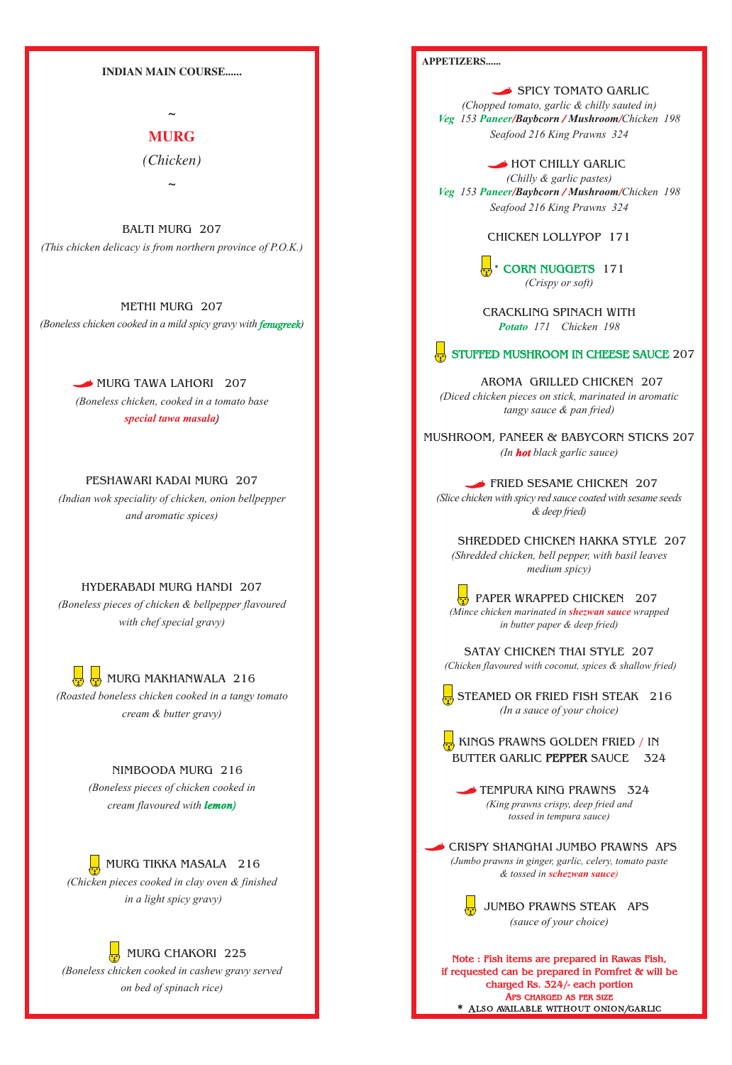## INDIAN MAIN COURSE......

~

### MURG

*(Chicken)*

~

**BALTI MURG 207**
*(This chicken delicacy is from northern province of P.O.K.)*

**METHI MURG 207**
*(Boneless chicken cooked in a mild spicy gravy with fenugreek)*

**MURG TAWA LAHORI 207**
*(Boneless chicken, cooked in a tomato base special tawa masala)*

**PESHAWARI KADAI MURG 207**
*(Indian wok speciality of chicken, onion bellpepper and aromatic spices)*

**HYDERABADI MURG HANDI 207**
*(Boneless pieces of chicken & bellpepper flavoured with chef special gravy)*

**MURG MAKHANWALA 216**
*(Roasted boneless chicken cooked in a tangy tomato cream & butter gravy)*

**NIMBOODA MURG 216**
*(Boneless pieces of chicken cooked in cream flavoured with lemon)*

**MURG TIKKA MASALA 216**
*(Chicken pieces cooked in clay oven & finished in a light spicy gravy)*

**MURG CHAKORI 225**
*(Boneless chicken cooked in cashew gravy served on bed of spinach rice)*

## APPETIZERS......

**SPICY TOMATO GARLIC**
*(Chopped tomato, garlic & chilly sauted in)*
Veg 153 Paneer/Baybcorn / Mushroom/Chicken 198
Seafood 216 King Prawns 324

**HOT CHILLY GARLIC**
*(Chilly & garlic pastes)*
Veg 153 Paneer/Baybcorn / Mushroom/Chicken 198
Seafood 216 King Prawns 324

**CHICKEN LOLLYPOP 171**

**CORN NUGGETS 171** *
*(Crispy or soft)*

**CRACKLING SPINACH WITH**
Potato 171 Chicken 198

**STUFFED MUSHROOM IN CHEESE SAUCE 207**

**AROMA GRILLED CHICKEN 207**
*(Diced chicken pieces on stick, marinated in aromatic tangy sauce & pan fried)*

**MUSHROOM, PANEER & BABYCORN STICKS 207**
*(In hot black garlic sauce)*

**FRIED SESAME CHICKEN 207**
*(Slice chicken with spicy red sauce coated with sesame seeds & deep fried)*

**SHREDDED CHICKEN HAKKA STYLE 207**
*(Shredded chicken, bell pepper, with basil leaves medium spicy)*

**PAPER WRAPPED CHICKEN 207**
*(Mince chicken marinated in shezwan sauce wrapped in butter paper & deep fried)*

**SATAY CHICKEN THAI STYLE 207**
*(Chicken flavoured with coconut, spices & shallow fried)*

**STEAMED OR FRIED FISH STEAK 216**
*(In a sauce of your choice)*

**KINGS PRAWNS GOLDEN FRIED / IN BUTTER GARLIC PEPPER SAUCE 324**

**TEMPURA KING PRAWNS 324**
*(King prawns crispy, deep fried and tossed in tempura sauce)*

**CRISPY SHANGHAI JUMBO PRAWNS APS**
*(Jumbo prawns in ginger, garlic, celery, tomato paste & tossed in schezwan sauce)*

**JUMBO PRAWNS STEAK APS**
*(sauce of your choice)*

Note : Fish items are prepared in Rawas Fish, if requested can be prepared in Pomfret & will be charged Rs. 324/- each portion

APS CHARGED AS PER SIZE

* ALSO AVAILABLE WITHOUT ONION/GARLIC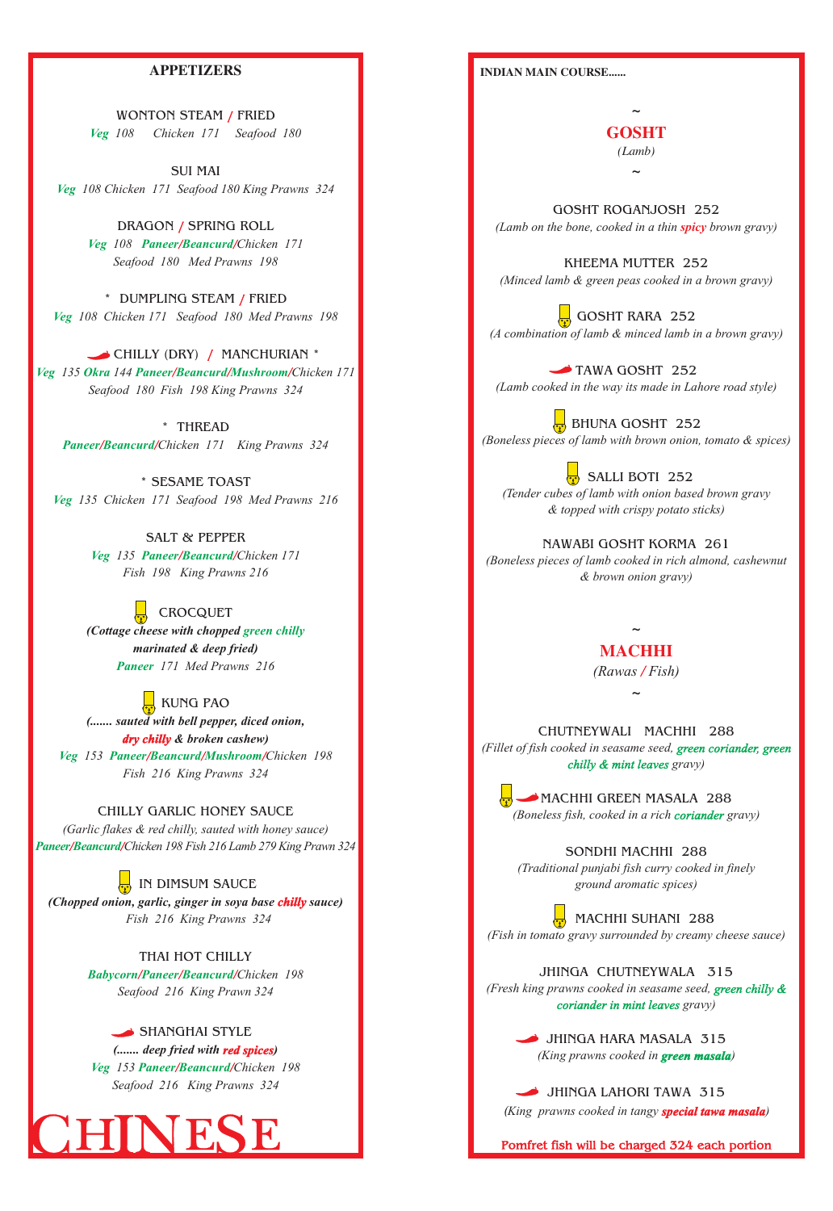## APPETIZERS

WONTON STEAM / FRIED
*Veg 108 Chicken 171 Seafood 180*

SUI MAI
*Veg 108 Chicken 171 Seafood 180 King Prawns 324*

DRAGON / SPRING ROLL
*Veg 108 Paneer/Beancurd/Chicken 171*
*Seafood 180 Med Prawns 198*

* DUMPLING STEAM / FRIED
*Veg 108 Chicken 171 Seafood 180 Med Prawns 198*

CHILLY (DRY) / MANCHURIAN *
*Veg 135 Okra 144 Paneer/Beancurd/Mushroom/Chicken 171*
*Seafood 180 Fish 198 King Prawns 324*

* THREAD
*Paneer/Beancurd/Chicken 171 King Prawns 324*

* SESAME TOAST
*Veg 135 Chicken 171 Seafood 198 Med Prawns 216*

SALT & PEPPER
*Veg 135 Paneer/Beancurd/Chicken 171*
*Fish 198 King Prawns 216*

CROCQUET
***(Cottage cheese with chopped green chilly marinated & deep fried)***
*Paneer 171 Med Prawns 216*

KUNG PAO
***(....... sauted with bell pepper, diced onion, dry chilly & broken cashew)***
*Veg 153 Paneer/Beancurd/Mushroom/Chicken 198*
*Fish 216 King Prawns 324*

CHILLY GARLIC HONEY SAUCE
*(Garlic flakes & red chilly, sauted with honey sauce)*
*Paneer/Beancurd/Chicken 198 Fish 216 Lamb 279 King Prawn 324*

IN DIMSUM SAUCE
***(Chopped onion, garlic, ginger in soya base chilly sauce)***
*Fish 216 King Prawns 324*

THAI HOT CHILLY
*Babycorn/Paneer/Beancurd/Chicken 198*
*Seafood 216 King Prawn 324*

SHANGHAI STYLE
***(....... deep fried with red spices)***
*Veg 153 Paneer/Beancurd/Chicken 198*
*Seafood 216 King Prawns 324*

# CHINESE

**INDIAN MAIN COURSE......**

~
## GOSHT
*(Lamb)*
~

GOSHT ROGANJOSH 252
*(Lamb on the bone, cooked in a thin spicy brown gravy)*

KHEEMA MUTTER 252
*(Minced lamb & green peas cooked in a brown gravy)*

GOSHT RARA 252
*(A combination of lamb & minced lamb in a brown gravy)*

TAWA GOSHT 252
*(Lamb cooked in the way its made in Lahore road style)*

BHUNA GOSHT 252
*(Boneless pieces of lamb with brown onion, tomato & spices)*

SALLI BOTI 252
*(Tender cubes of lamb with onion based brown gravy & topped with crispy potato sticks)*

NAWABI GOSHT KORMA 261
*(Boneless pieces of lamb cooked in rich almond, cashewnut & brown onion gravy)*

~
## MACHHI
*(Rawas / Fish)*
~

CHUTNEYWALI MACHHI 288
*(Fillet of fish cooked in seasame seed, green coriander, green chilly & mint leaves gravy)*

MACHHI GREEN MASALA 288
*(Boneless fish, cooked in a rich coriander gravy)*

SONDHI MACHHI 288
*(Traditional punjabi fish curry cooked in finely ground aromatic spices)*

MACHHI SUHANI 288
*(Fish in tomato gravy surrounded by creamy cheese sauce)*

JHINGA CHUTNEYWALA 315
*(Fresh king prawns cooked in seasame seed, green chilly & coriander in mint leaves gravy)*

JHINGA HARA MASALA 315
*(King prawns cooked in green masala)*

JHINGA LAHORI TAWA 315
*(King prawns cooked in tangy special tawa masala)*

Pomfret fish will be charged 324 each portion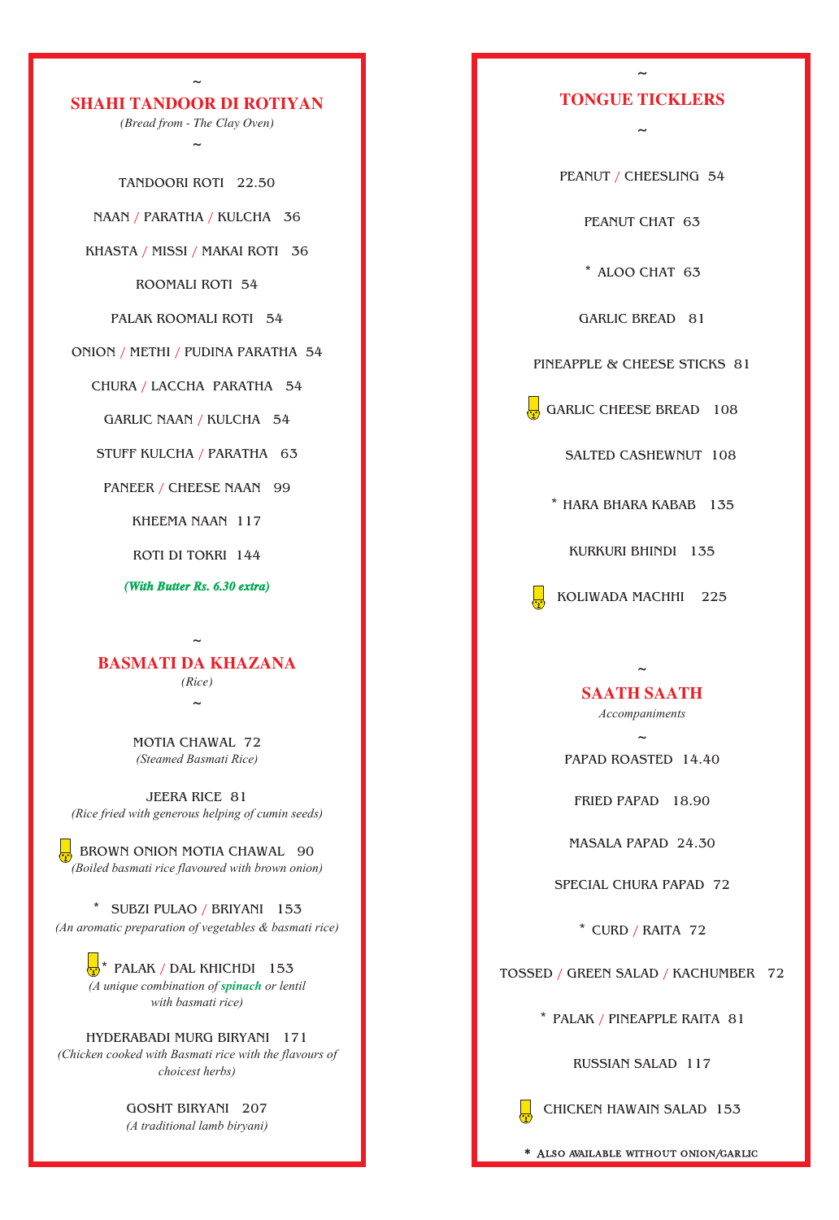~

## SHAHI TANDOOR DI ROTIYAN

*(Bread from - The Clay Oven)*

~

TANDOORI ROTI 22.50

NAAN / PARATHA / KULCHA 36

KHASTA / MISSI / MAKAI ROTI 36

ROOMALI ROTI 54

PALAK ROOMALI ROTI 54

ONION / METHI / PUDINA PARATHA 54

CHURA / LACCHA PARATHA 54

GARLIC NAAN / KULCHA 54

STUFF KULCHA / PARATHA 63

PANEER / CHEESE NAAN 99

KHEEMA NAAN 117

ROTI DI TOKRI 144

***(With Butter Rs. 6.30 extra)***

~

## BASMATI DA KHAZANA

*(Rice)*

~

MOTIA CHAWAL 72
*(Steamed Basmati Rice)*

JEERA RICE 81
*(Rice fried with generous helping of cumin seeds)*

BROWN ONION MOTIA CHAWAL 90
*(Boiled basmati rice flavoured with brown onion)*

* SUBZI PULAO / BRIYANI 153
*(An aromatic preparation of vegetables & basmati rice)*

* PALAK / DAL KHICHDI 153
*(A unique combination of **spinach** or lentil with basmati rice)*

HYDERABADI MURG BIRYANI 171
*(Chicken cooked with Basmati rice with the flavours of choicest herbs)*

GOSHT BIRYANI 207
*(A traditional lamb biryani)*

~

## TONGUE TICKLERS

~

PEANUT / CHEESLING 54

PEANUT CHAT 63

* ALOO CHAT 63

GARLIC BREAD 81

PINEAPPLE & CHEESE STICKS 81

GARLIC CHEESE BREAD 108

SALTED CASHEWNUT 108

* HARA BHARA KABAB 135

KURKURI BHINDI 135

KOLIWADA MACHHI 225

~

## SAATH SAATH

*Accompaniments*

~

PAPAD ROASTED 14.40

FRIED PAPAD 18.90

MASALA PAPAD 24.30

SPECIAL CHURA PAPAD 72

* CURD / RAITA 72

TOSSED / GREEN SALAD / KACHUMBER 72

* PALAK / PINEAPPLE RAITA 81

RUSSIAN SALAD 117

CHICKEN HAWAIN SALAD 153

* ALSO AVAILABLE WITHOUT ONION/GARLIC